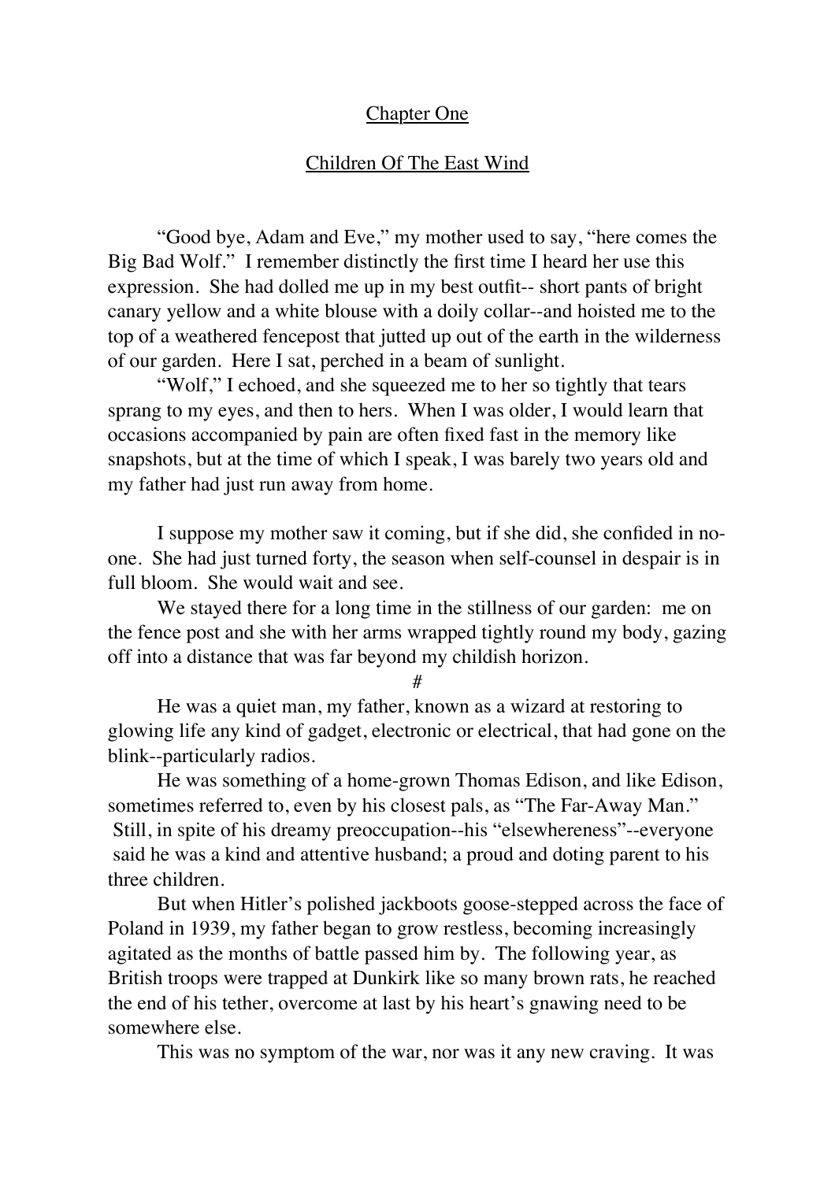## Chapter One

## Children Of The East Wind

"Good bye, Adam and Eve," my mother used to say, "here comes the Big Bad Wolf." I remember distinctly the first time I heard her use this expression. She had dolled me up in my best outfit-- short pants of bright canary yellow and a white blouse with a doily collar--and hoisted me to the top of a weathered fencepost that jutted up out of the earth in the wilderness of our garden. Here I sat, perched in a beam of sunlight.

"Wolf," I echoed, and she squeezed me to her so tightly that tears sprang to my eyes, and then to hers. When I was older, I would learn that occasions accompanied by pain are often fixed fast in the memory like snapshots, but at the time of which I speak, I was barely two years old and my father had just run away from home.

I suppose my mother saw it coming, but if she did, she confided in no-one. She had just turned forty, the season when self-counsel in despair is in full bloom. She would wait and see.

We stayed there for a long time in the stillness of our garden: me on the fence post and she with her arms wrapped tightly round my body, gazing off into a distance that was far beyond my childish horizon.

#

He was a quiet man, my father, known as a wizard at restoring to glowing life any kind of gadget, electronic or electrical, that had gone on the blink--particularly radios.

He was something of a home-grown Thomas Edison, and like Edison, sometimes referred to, even by his closest pals, as "The Far-Away Man." Still, in spite of his dreamy preoccupation--his "elsewhereness"--everyone said he was a kind and attentive husband; a proud and doting parent to his three children.

But when Hitler's polished jackboots goose-stepped across the face of Poland in 1939, my father began to grow restless, becoming increasingly agitated as the months of battle passed him by. The following year, as British troops were trapped at Dunkirk like so many brown rats, he reached the end of his tether, overcome at last by his heart's gnawing need to be somewhere else.

This was no symptom of the war, nor was it any new craving. It was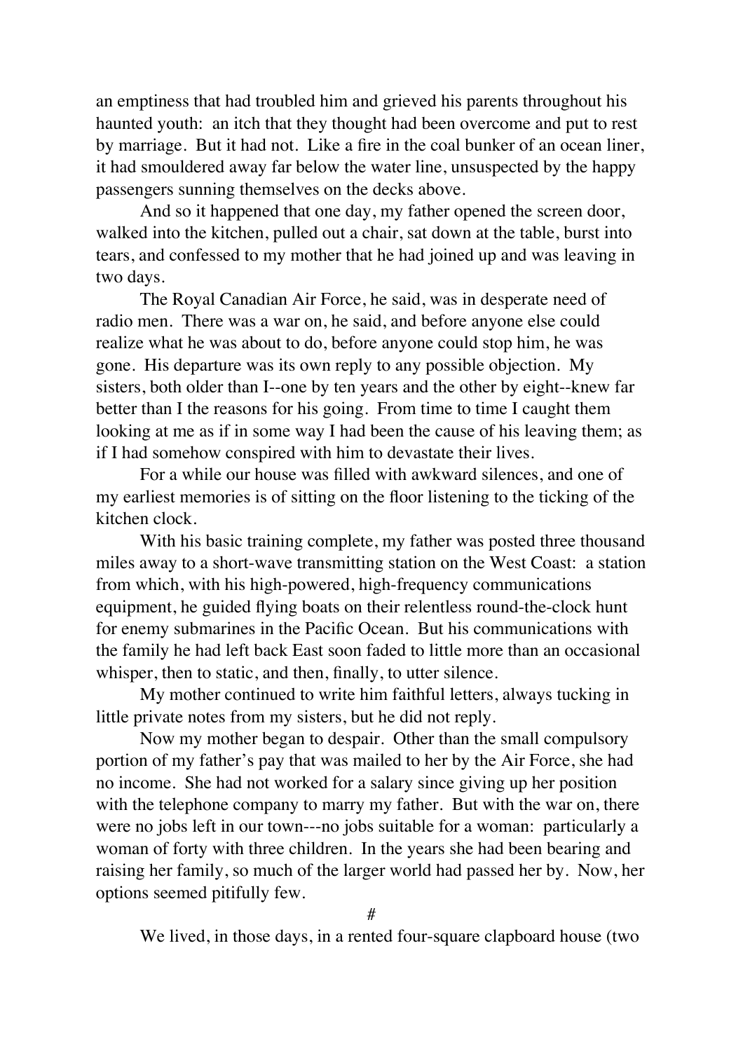an emptiness that had troubled him and grieved his parents throughout his haunted youth: an itch that they thought had been overcome and put to rest by marriage. But it had not. Like a fire in the coal bunker of an ocean liner, it had smouldered away far below the water line, unsuspected by the happy passengers sunning themselves on the decks above.

And so it happened that one day, my father opened the screen door, walked into the kitchen, pulled out a chair, sat down at the table, burst into tears, and confessed to my mother that he had joined up and was leaving in two days.

The Royal Canadian Air Force, he said, was in desperate need of radio men. There was a war on, he said, and before anyone else could realize what he was about to do, before anyone could stop him, he was gone. His departure was its own reply to any possible objection. My sisters, both older than I--one by ten years and the other by eight--knew far better than I the reasons for his going. From time to time I caught them looking at me as if in some way I had been the cause of his leaving them; as if I had somehow conspired with him to devastate their lives.

For a while our house was filled with awkward silences, and one of my earliest memories is of sitting on the floor listening to the ticking of the kitchen clock.

With his basic training complete, my father was posted three thousand miles away to a short-wave transmitting station on the West Coast: a station from which, with his high-powered, high-frequency communications equipment, he guided flying boats on their relentless round-the-clock hunt for enemy submarines in the Pacific Ocean. But his communications with the family he had left back East soon faded to little more than an occasional whisper, then to static, and then, finally, to utter silence.

My mother continued to write him faithful letters, always tucking in little private notes from my sisters, but he did not reply.

Now my mother began to despair. Other than the small compulsory portion of my father's pay that was mailed to her by the Air Force, she had no income. She had not worked for a salary since giving up her position with the telephone company to marry my father. But with the war on, there were no jobs left in our town---no jobs suitable for a woman: particularly a woman of forty with three children. In the years she had been bearing and raising her family, so much of the larger world had passed her by. Now, her options seemed pitifully few.

#

We lived, in those days, in a rented four-square clapboard house (two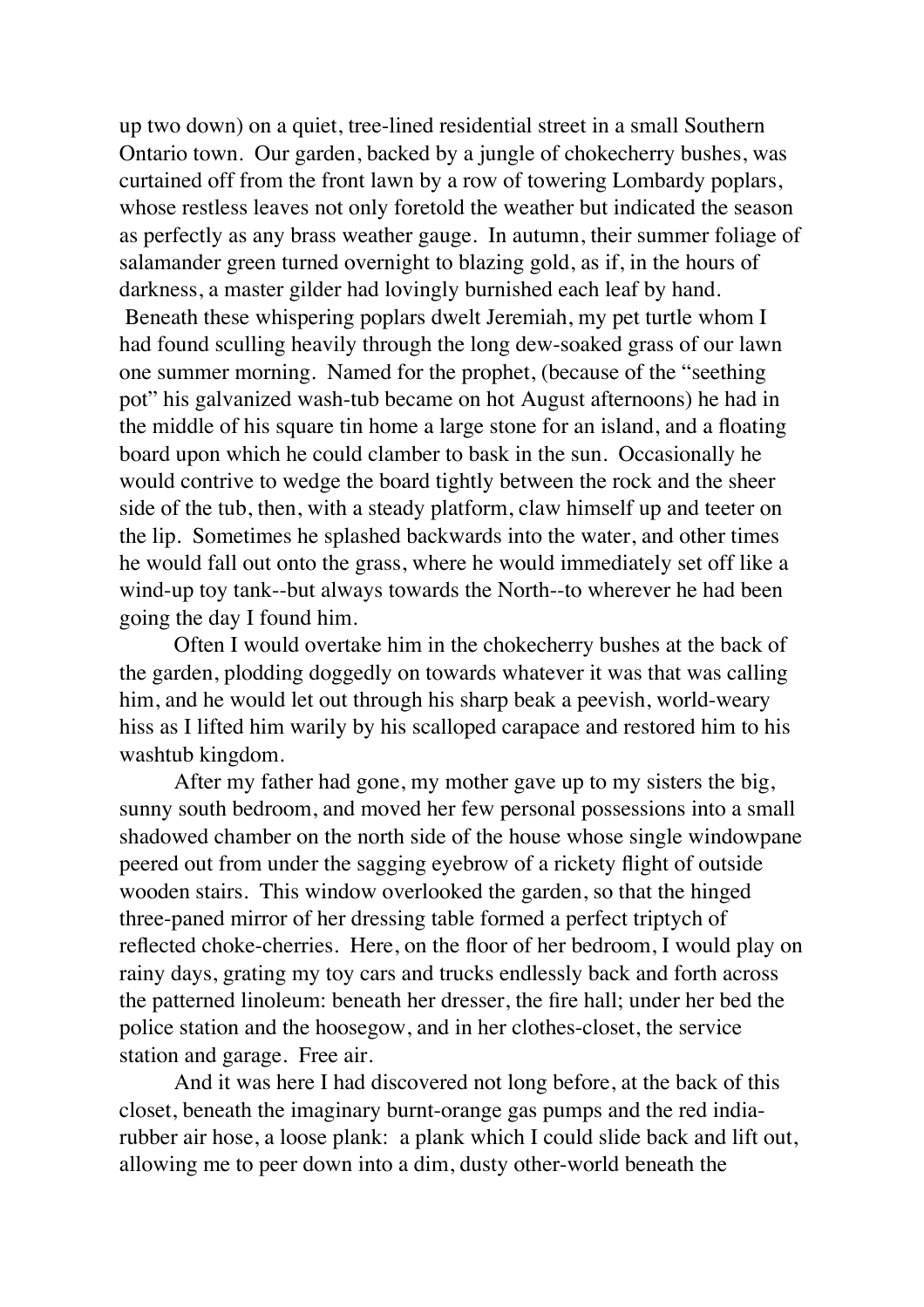up two down) on a quiet, tree-lined residential street in a small Southern Ontario town. Our garden, backed by a jungle of chokecherry bushes, was curtained off from the front lawn by a row of towering Lombardy poplars, whose restless leaves not only foretold the weather but indicated the season as perfectly as any brass weather gauge. In autumn, their summer foliage of salamander green turned overnight to blazing gold, as if, in the hours of darkness, a master gilder had lovingly burnished each leaf by hand.

Beneath these whispering poplars dwelt Jeremiah, my pet turtle whom I had found sculling heavily through the long dew-soaked grass of our lawn one summer morning. Named for the prophet, (because of the "seething pot" his galvanized wash-tub became on hot August afternoons) he had in the middle of his square tin home a large stone for an island, and a floating board upon which he could clamber to bask in the sun. Occasionally he would contrive to wedge the board tightly between the rock and the sheer side of the tub, then, with a steady platform, claw himself up and teeter on the lip. Sometimes he splashed backwards into the water, and other times he would fall out onto the grass, where he would immediately set off like a wind-up toy tank--but always towards the North--to wherever he had been going the day I found him.

Often I would overtake him in the chokecherry bushes at the back of the garden, plodding doggedly on towards whatever it was that was calling him, and he would let out through his sharp beak a peevish, world-weary hiss as I lifted him warily by his scalloped carapace and restored him to his washtub kingdom.

After my father had gone, my mother gave up to my sisters the big, sunny south bedroom, and moved her few personal possessions into a small shadowed chamber on the north side of the house whose single windowpane peered out from under the sagging eyebrow of a rickety flight of outside wooden stairs. This window overlooked the garden, so that the hinged three-paned mirror of her dressing table formed a perfect triptych of reflected choke-cherries. Here, on the floor of her bedroom, I would play on rainy days, grating my toy cars and trucks endlessly back and forth across the patterned linoleum: beneath her dresser, the fire hall; under her bed the police station and the hoosegow, and in her clothes-closet, the service station and garage. Free air.

And it was here I had discovered not long before, at the back of this closet, beneath the imaginary burnt-orange gas pumps and the red india-rubber air hose, a loose plank: a plank which I could slide back and lift out, allowing me to peer down into a dim, dusty other-world beneath the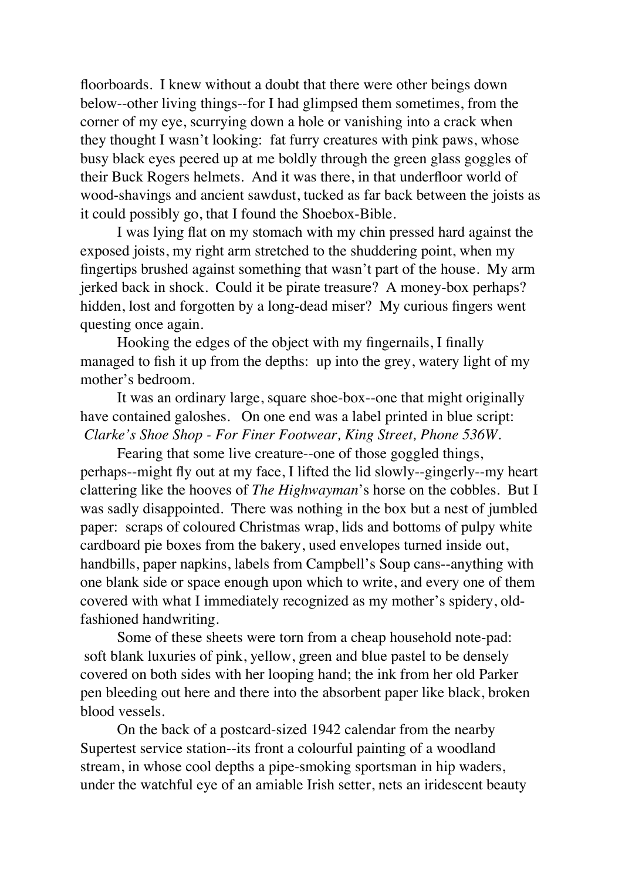floorboards. I knew without a doubt that there were other beings down below--other living things--for I had glimpsed them sometimes, from the corner of my eye, scurrying down a hole or vanishing into a crack when they thought I wasn't looking: fat furry creatures with pink paws, whose busy black eyes peered up at me boldly through the green glass goggles of their Buck Rogers helmets. And it was there, in that underfloor world of wood-shavings and ancient sawdust, tucked as far back between the joists as it could possibly go, that I found the Shoebox-Bible.

I was lying flat on my stomach with my chin pressed hard against the exposed joists, my right arm stretched to the shuddering point, when my fingertips brushed against something that wasn't part of the house. My arm jerked back in shock. Could it be pirate treasure? A money-box perhaps? hidden, lost and forgotten by a long-dead miser? My curious fingers went questing once again.

Hooking the edges of the object with my fingernails, I finally managed to fish it up from the depths: up into the grey, watery light of my mother's bedroom.

It was an ordinary large, square shoe-box--one that might originally have contained galoshes. On one end was a label printed in blue script: *Clarke's Shoe Shop - For Finer Footwear, King Street, Phone 536W.*

Fearing that some live creature--one of those goggled things, perhaps--might fly out at my face, I lifted the lid slowly--gingerly--my heart clattering like the hooves of *The Highwayman*'s horse on the cobbles. But I was sadly disappointed. There was nothing in the box but a nest of jumbled paper: scraps of coloured Christmas wrap, lids and bottoms of pulpy white cardboard pie boxes from the bakery, used envelopes turned inside out, handbills, paper napkins, labels from Campbell's Soup cans--anything with one blank side or space enough upon which to write, and every one of them covered with what I immediately recognized as my mother's spidery, old-fashioned handwriting.

Some of these sheets were torn from a cheap household note-pad: soft blank luxuries of pink, yellow, green and blue pastel to be densely covered on both sides with her looping hand; the ink from her old Parker pen bleeding out here and there into the absorbent paper like black, broken blood vessels.

On the back of a postcard-sized 1942 calendar from the nearby Supertest service station--its front a colourful painting of a woodland stream, in whose cool depths a pipe-smoking sportsman in hip waders, under the watchful eye of an amiable Irish setter, nets an iridescent beauty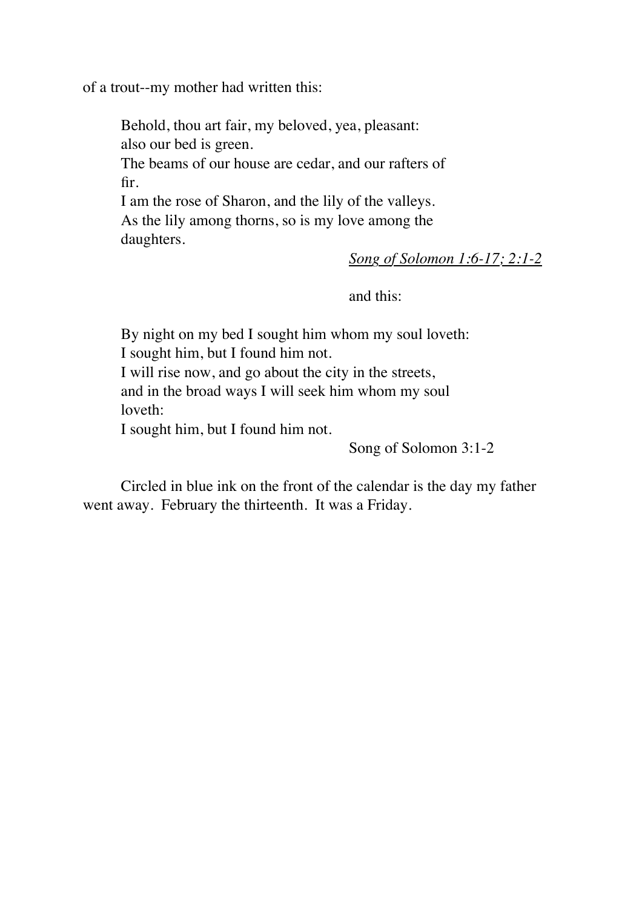of a trout--my mother had written this:

> Behold, thou art fair, my beloved, yea, pleasant:
> also our bed is green.
> The beams of our house are cedar, and our rafters of fir.
> I am the rose of Sharon, and the lily of the valleys.
> As the lily among thorns, so is my love among the daughters.
>
> *Song of Solomon 1:6-17; 2:1-2*

and this:

> By night on my bed I sought him whom my soul loveth:
> I sought him, but I found him not.
> I will rise now, and go about the city in the streets,
> and in the broad ways I will seek him whom my soul loveth:
> I sought him, but I found him not.
>
> Song of Solomon 3:1-2

Circled in blue ink on the front of the calendar is the day my father went away. February the thirteenth. It was a Friday.